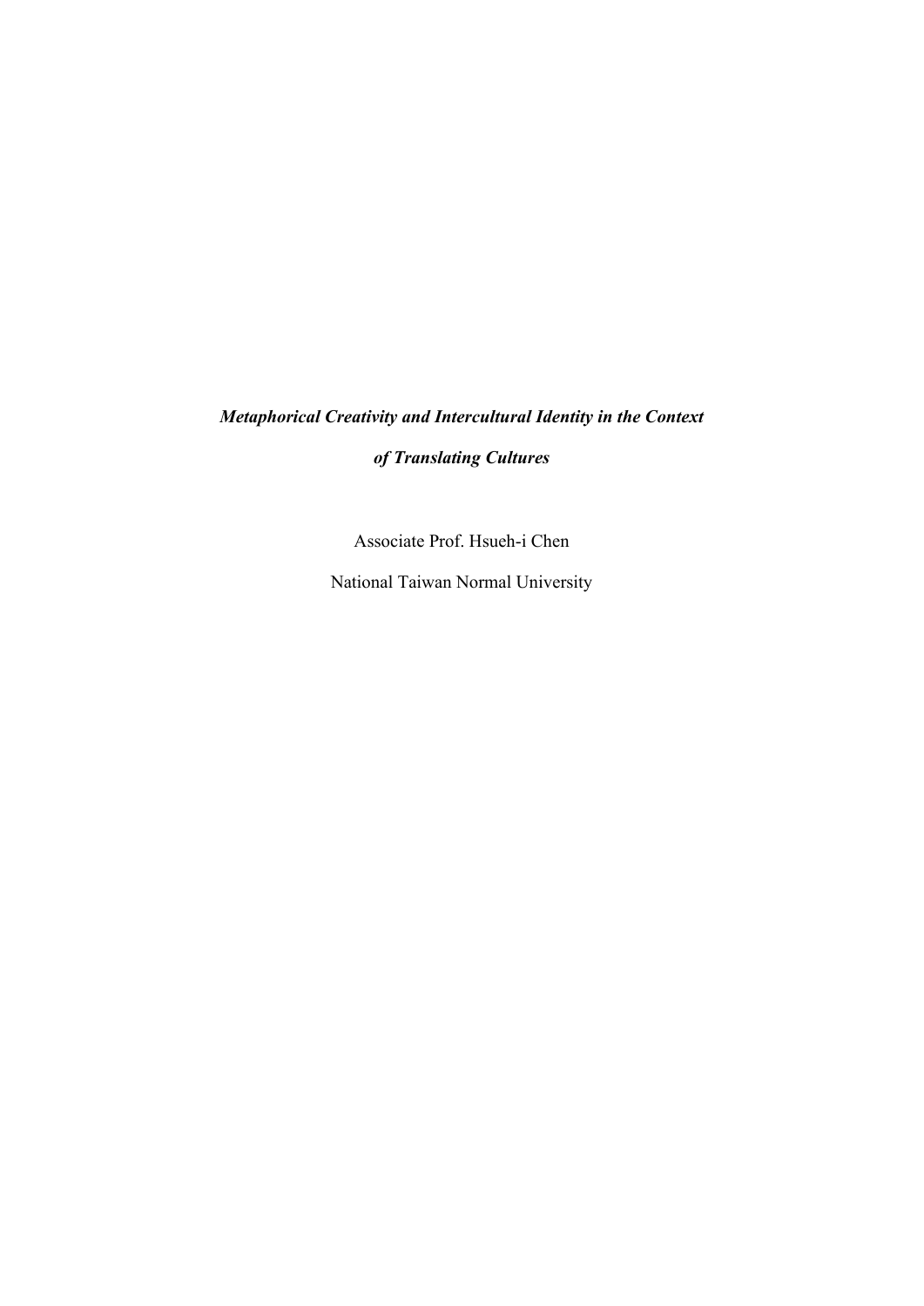***Metaphorical Creativity and Intercultural Identity in the Context of Translating Cultures***

Associate Prof. Hsueh-i Chen

National Taiwan Normal University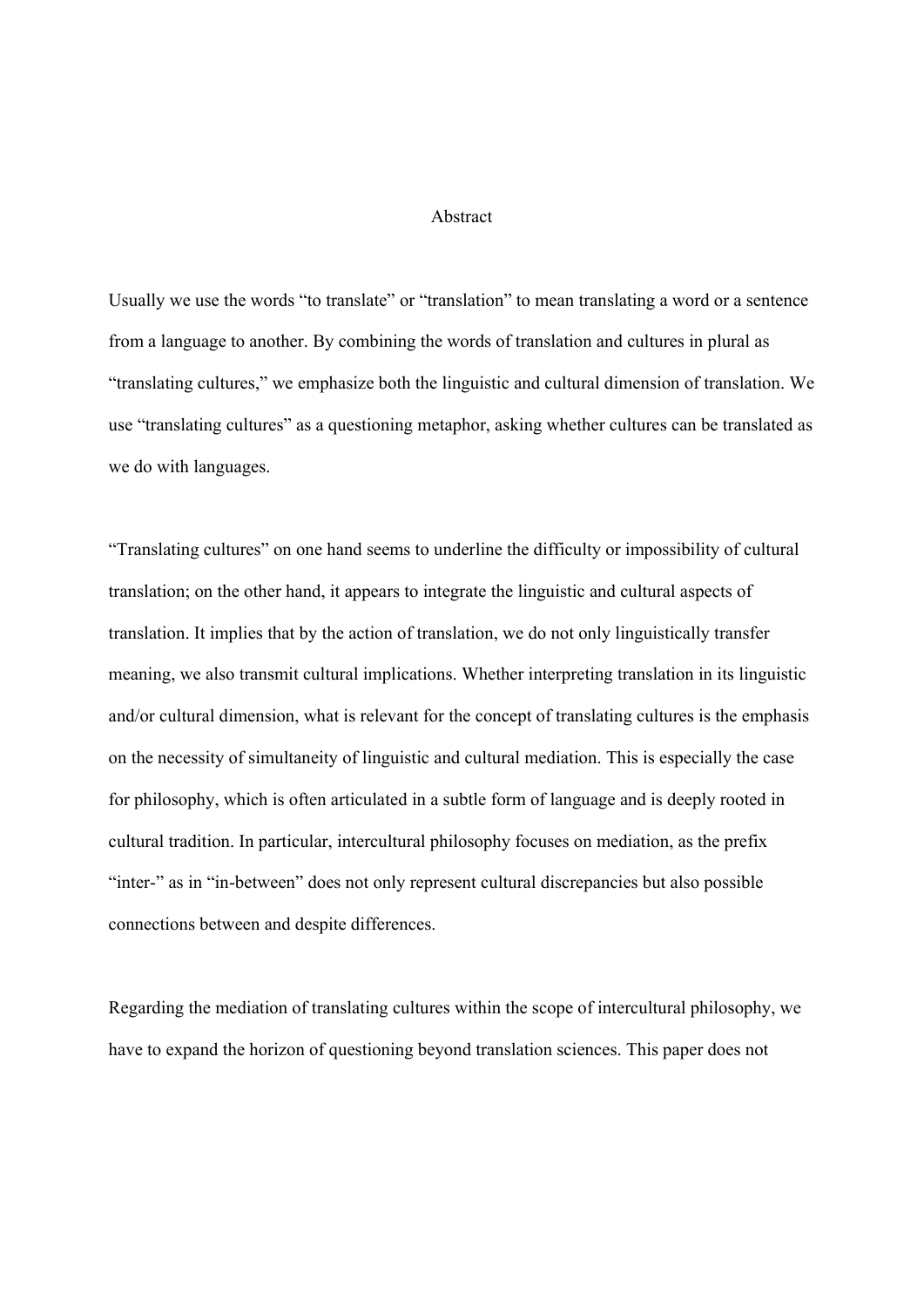# Abstract

Usually we use the words "to translate" or "translation" to mean translating a word or a sentence from a language to another. By combining the words of translation and cultures in plural as "translating cultures," we emphasize both the linguistic and cultural dimension of translation. We use "translating cultures" as a questioning metaphor, asking whether cultures can be translated as we do with languages.

"Translating cultures" on one hand seems to underline the difficulty or impossibility of cultural translation; on the other hand, it appears to integrate the linguistic and cultural aspects of translation. It implies that by the action of translation, we do not only linguistically transfer meaning, we also transmit cultural implications. Whether interpreting translation in its linguistic and/or cultural dimension, what is relevant for the concept of translating cultures is the emphasis on the necessity of simultaneity of linguistic and cultural mediation. This is especially the case for philosophy, which is often articulated in a subtle form of language and is deeply rooted in cultural tradition. In particular, intercultural philosophy focuses on mediation, as the prefix "inter-" as in "in-between" does not only represent cultural discrepancies but also possible connections between and despite differences.

Regarding the mediation of translating cultures within the scope of intercultural philosophy, we have to expand the horizon of questioning beyond translation sciences. This paper does not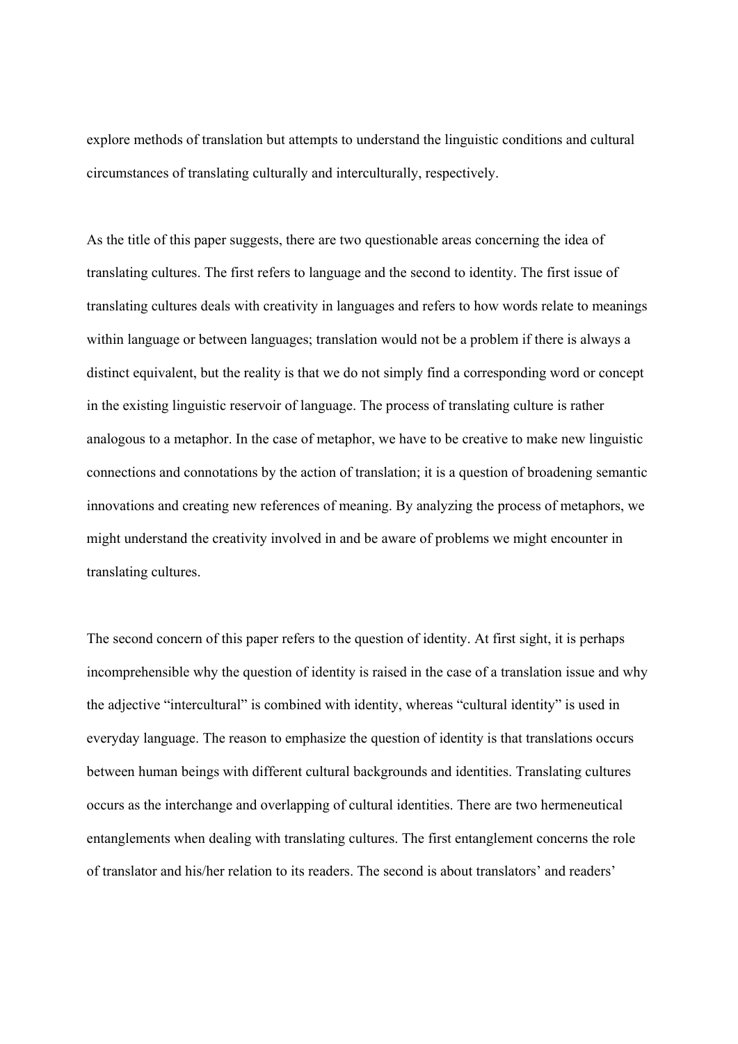explore methods of translation but attempts to understand the linguistic conditions and cultural circumstances of translating culturally and interculturally, respectively.

As the title of this paper suggests, there are two questionable areas concerning the idea of translating cultures. The first refers to language and the second to identity. The first issue of translating cultures deals with creativity in languages and refers to how words relate to meanings within language or between languages; translation would not be a problem if there is always a distinct equivalent, but the reality is that we do not simply find a corresponding word or concept in the existing linguistic reservoir of language. The process of translating culture is rather analogous to a metaphor. In the case of metaphor, we have to be creative to make new linguistic connections and connotations by the action of translation; it is a question of broadening semantic innovations and creating new references of meaning. By analyzing the process of metaphors, we might understand the creativity involved in and be aware of problems we might encounter in translating cultures.

The second concern of this paper refers to the question of identity. At first sight, it is perhaps incomprehensible why the question of identity is raised in the case of a translation issue and why the adjective "intercultural" is combined with identity, whereas "cultural identity" is used in everyday language. The reason to emphasize the question of identity is that translations occurs between human beings with different cultural backgrounds and identities. Translating cultures occurs as the interchange and overlapping of cultural identities. There are two hermeneutical entanglements when dealing with translating cultures. The first entanglement concerns the role of translator and his/her relation to its readers. The second is about translators' and readers'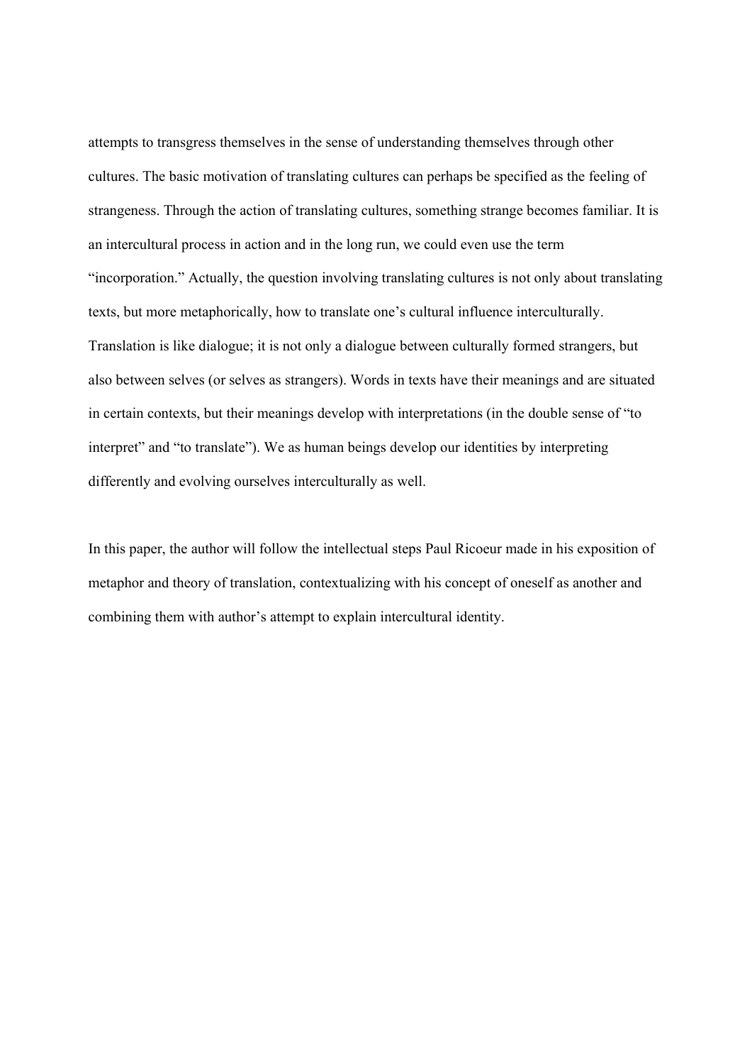attempts to transgress themselves in the sense of understanding themselves through other cultures. The basic motivation of translating cultures can perhaps be specified as the feeling of strangeness. Through the action of translating cultures, something strange becomes familiar. It is an intercultural process in action and in the long run, we could even use the term "incorporation." Actually, the question involving translating cultures is not only about translating texts, but more metaphorically, how to translate one's cultural influence interculturally. Translation is like dialogue; it is not only a dialogue between culturally formed strangers, but also between selves (or selves as strangers). Words in texts have their meanings and are situated in certain contexts, but their meanings develop with interpretations (in the double sense of "to interpret" and "to translate"). We as human beings develop our identities by interpreting differently and evolving ourselves interculturally as well.

In this paper, the author will follow the intellectual steps Paul Ricoeur made in his exposition of metaphor and theory of translation, contextualizing with his concept of oneself as another and combining them with author's attempt to explain intercultural identity.